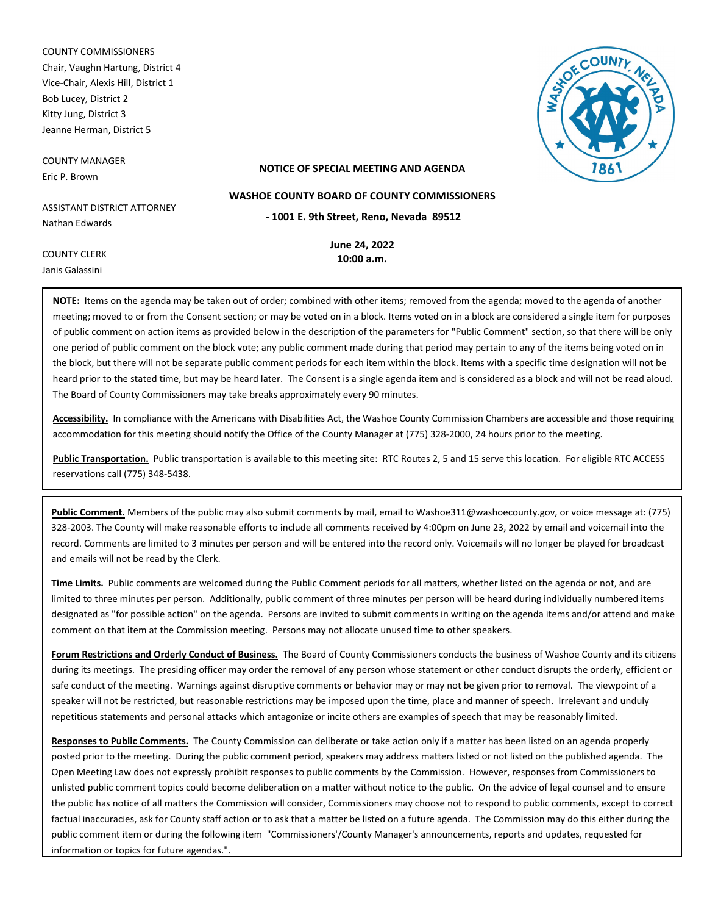COUNTY COMMISSIONERS
Chair, Vaughn Hartung, District 4
Vice-Chair, Alexis Hill, District 1
Bob Lucey, District 2
Kitty Jung, District 3
Jeanne Herman, District 5

COUNTY MANAGER
Eric P. Brown

ASSISTANT DISTRICT ATTORNEY
Nathan Edwards

COUNTY CLERK
Janis Galassini

**NOTICE OF SPECIAL MEETING AND AGENDA**

**WASHOE COUNTY BOARD OF COUNTY COMMISSIONERS**

**- 1001 E. 9th Street, Reno, Nevada 89512**

**June 24, 2022**
**10:00 a.m.**

**NOTE:** Items on the agenda may be taken out of order; combined with other items; removed from the agenda; moved to the agenda of another meeting; moved to or from the Consent section; or may be voted on in a block. Items voted on in a block are considered a single item for purposes of public comment on action items as provided below in the description of the parameters for "Public Comment" section, so that there will be only one period of public comment on the block vote; any public comment made during that period may pertain to any of the items being voted on in the block, but there will not be separate public comment periods for each item within the block. Items with a specific time designation will not be heard prior to the stated time, but may be heard later. The Consent is a single agenda item and is considered as a block and will not be read aloud. The Board of County Commissioners may take breaks approximately every 90 minutes.

**Accessibility.** In compliance with the Americans with Disabilities Act, the Washoe County Commission Chambers are accessible and those requiring accommodation for this meeting should notify the Office of the County Manager at (775) 328-2000, 24 hours prior to the meeting.

**Public Transportation.** Public transportation is available to this meeting site: RTC Routes 2, 5 and 15 serve this location. For eligible RTC ACCESS reservations call (775) 348-5438.

**Public Comment.** Members of the public may also submit comments by mail, email to Washoe311@washoecounty.gov, or voice message at: (775) 328-2003. The County will make reasonable efforts to include all comments received by 4:00pm on June 23, 2022 by email and voicemail into the record. Comments are limited to 3 minutes per person and will be entered into the record only. Voicemails will no longer be played for broadcast and emails will not be read by the Clerk.

**Time Limits.** Public comments are welcomed during the Public Comment periods for all matters, whether listed on the agenda or not, and are limited to three minutes per person. Additionally, public comment of three minutes per person will be heard during individually numbered items designated as "for possible action" on the agenda. Persons are invited to submit comments in writing on the agenda items and/or attend and make comment on that item at the Commission meeting. Persons may not allocate unused time to other speakers.

**Forum Restrictions and Orderly Conduct of Business.** The Board of County Commissioners conducts the business of Washoe County and its citizens during its meetings. The presiding officer may order the removal of any person whose statement or other conduct disrupts the orderly, efficient or safe conduct of the meeting. Warnings against disruptive comments or behavior may or may not be given prior to removal. The viewpoint of a speaker will not be restricted, but reasonable restrictions may be imposed upon the time, place and manner of speech. Irrelevant and unduly repetitious statements and personal attacks which antagonize or incite others are examples of speech that may be reasonably limited.

**Responses to Public Comments.** The County Commission can deliberate or take action only if a matter has been listed on an agenda properly posted prior to the meeting. During the public comment period, speakers may address matters listed or not listed on the published agenda. The Open Meeting Law does not expressly prohibit responses to public comments by the Commission. However, responses from Commissioners to unlisted public comment topics could become deliberation on a matter without notice to the public. On the advice of legal counsel and to ensure the public has notice of all matters the Commission will consider, Commissioners may choose not to respond to public comments, except to correct factual inaccuracies, ask for County staff action or to ask that a matter be listed on a future agenda. The Commission may do this either during the public comment item or during the following item "Commissioners'/County Manager's announcements, reports and updates, requested for information or topics for future agendas.".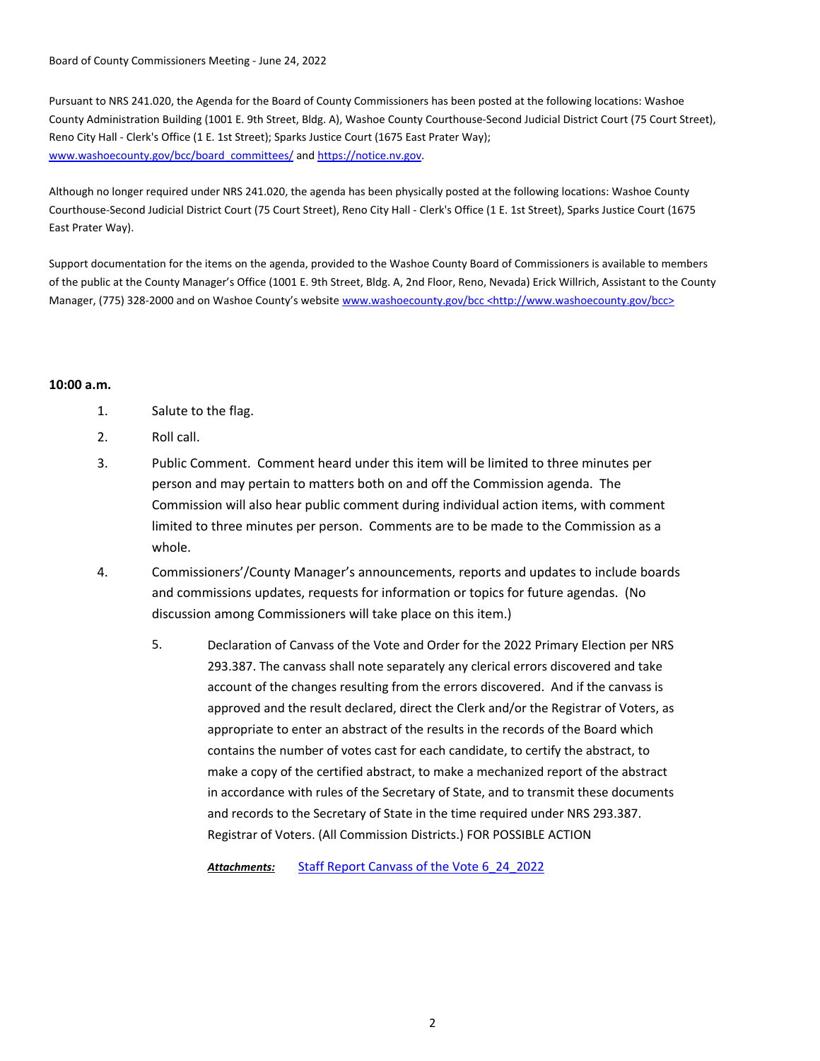Board of County Commissioners Meeting - June 24, 2022

Pursuant to NRS 241.020, the Agenda for the Board of County Commissioners has been posted at the following locations: Washoe County Administration Building (1001 E. 9th Street, Bldg. A), Washoe County Courthouse-Second Judicial District Court (75 Court Street), Reno City Hall - Clerk's Office (1 E. 1st Street); Sparks Justice Court (1675 East Prater Way); www.washoecounty.gov/bcc/board_committees/ and https://notice.nv.gov.

Although no longer required under NRS 241.020, the agenda has been physically posted at the following locations: Washoe County Courthouse-Second Judicial District Court (75 Court Street), Reno City Hall - Clerk's Office (1 E. 1st Street), Sparks Justice Court (1675 East Prater Way).

Support documentation for the items on the agenda, provided to the Washoe County Board of Commissioners is available to members of the public at the County Manager's Office (1001 E. 9th Street, Bldg. A, 2nd Floor, Reno, Nevada) Erick Willrich, Assistant to the County Manager, (775) 328-2000 and on Washoe County's website www.washoecounty.gov/bcc <http://www.washoecounty.gov/bcc>

**10:00 a.m.**

1. Salute to the flag.
2. Roll call.
3. Public Comment. Comment heard under this item will be limited to three minutes per person and may pertain to matters both on and off the Commission agenda. The Commission will also hear public comment during individual action items, with comment limited to three minutes per person. Comments are to be made to the Commission as a whole.
4. Commissioners'/County Manager's announcements, reports and updates to include boards and commissions updates, requests for information or topics for future agendas. (No discussion among Commissioners will take place on this item.)
5. Declaration of Canvass of the Vote and Order for the 2022 Primary Election per NRS 293.387. The canvass shall note separately any clerical errors discovered and take account of the changes resulting from the errors discovered. And if the canvass is approved and the result declared, direct the Clerk and/or the Registrar of Voters, as appropriate to enter an abstract of the results in the records of the Board which contains the number of votes cast for each candidate, to certify the abstract, to make a copy of the certified abstract, to make a mechanized report of the abstract in accordance with rules of the Secretary of State, and to transmit these documents and records to the Secretary of State in the time required under NRS 293.387. Registrar of Voters. (All Commission Districts.) FOR POSSIBLE ACTION

   ***Attachments:*** Staff Report Canvass of the Vote 6_24_2022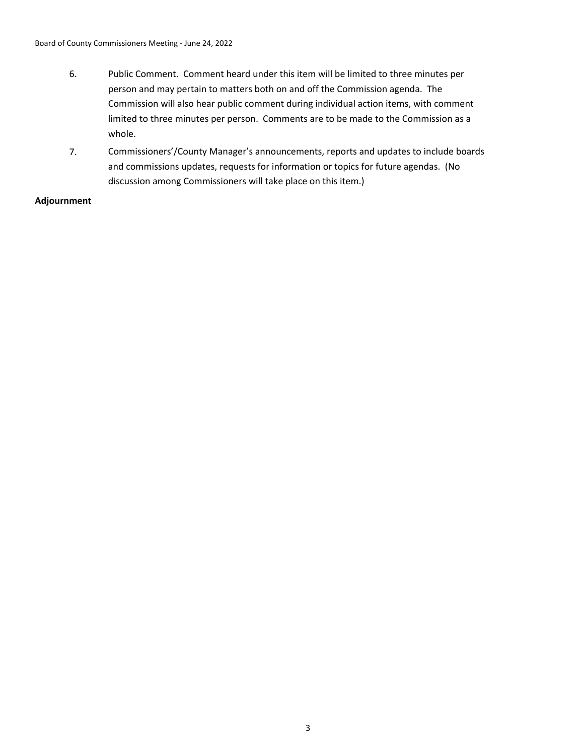6. Public Comment. Comment heard under this item will be limited to three minutes per person and may pertain to matters both on and off the Commission agenda. The Commission will also hear public comment during individual action items, with comment limited to three minutes per person. Comments are to be made to the Commission as a whole.

7. Commissioners'/County Manager's announcements, reports and updates to include boards and commissions updates, requests for information or topics for future agendas. (No discussion among Commissioners will take place on this item.)

**Adjournment**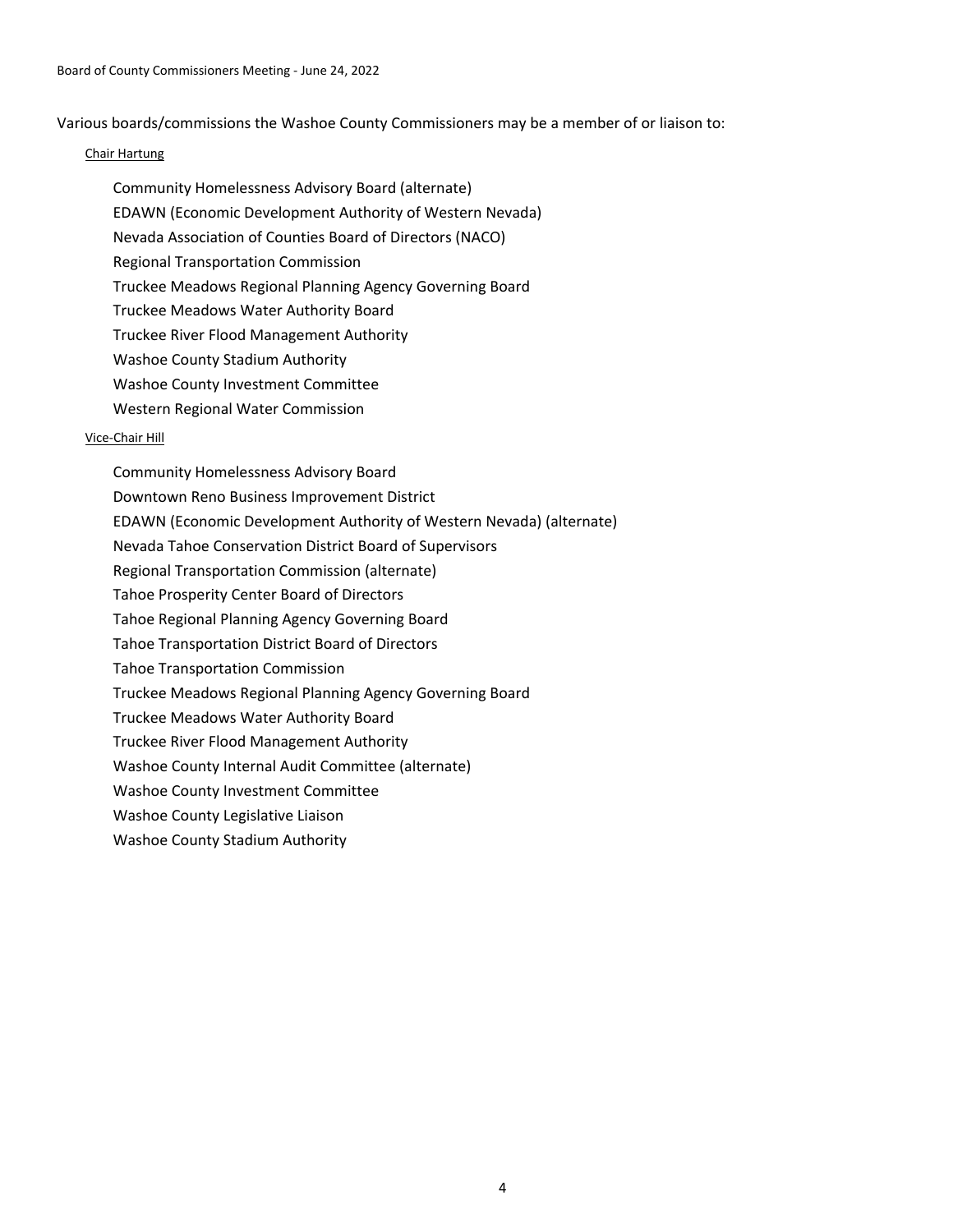Various boards/commissions the Washoe County Commissioners may be a member of or liaison to:

Chair Hartung

- Community Homelessness Advisory Board (alternate)
- EDAWN (Economic Development Authority of Western Nevada)
- Nevada Association of Counties Board of Directors (NACO)
- Regional Transportation Commission
- Truckee Meadows Regional Planning Agency Governing Board
- Truckee Meadows Water Authority Board
- Truckee River Flood Management Authority
- Washoe County Stadium Authority
- Washoe County Investment Committee
- Western Regional Water Commission

Vice-Chair Hill

- Community Homelessness Advisory Board
- Downtown Reno Business Improvement District
- EDAWN (Economic Development Authority of Western Nevada) (alternate)
- Nevada Tahoe Conservation District Board of Supervisors
- Regional Transportation Commission (alternate)
- Tahoe Prosperity Center Board of Directors
- Tahoe Regional Planning Agency Governing Board
- Tahoe Transportation District Board of Directors
- Tahoe Transportation Commission
- Truckee Meadows Regional Planning Agency Governing Board
- Truckee Meadows Water Authority Board
- Truckee River Flood Management Authority
- Washoe County Internal Audit Committee (alternate)
- Washoe County Investment Committee
- Washoe County Legislative Liaison
- Washoe County Stadium Authority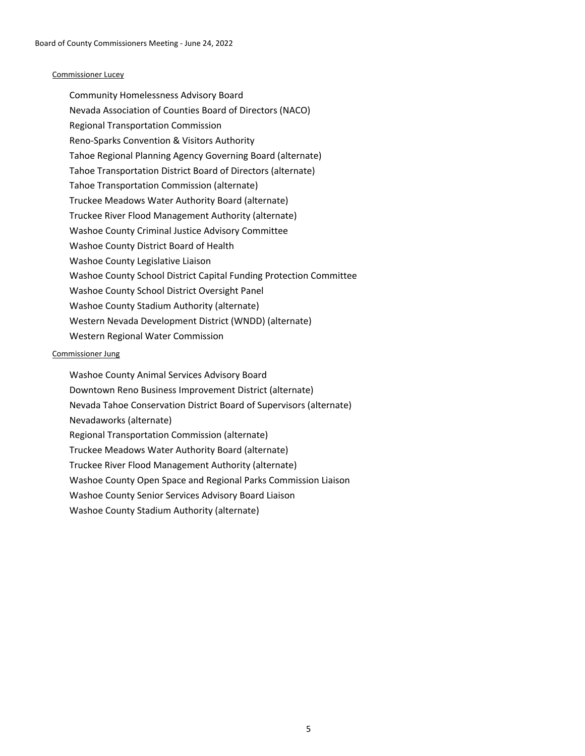Commissioner Lucey

- Community Homelessness Advisory Board
- Nevada Association of Counties Board of Directors (NACO)
- Regional Transportation Commission
- Reno-Sparks Convention & Visitors Authority
- Tahoe Regional Planning Agency Governing Board (alternate)
- Tahoe Transportation District Board of Directors (alternate)
- Tahoe Transportation Commission (alternate)
- Truckee Meadows Water Authority Board (alternate)
- Truckee River Flood Management Authority (alternate)
- Washoe County Criminal Justice Advisory Committee
- Washoe County District Board of Health
- Washoe County Legislative Liaison
- Washoe County School District Capital Funding Protection Committee
- Washoe County School District Oversight Panel
- Washoe County Stadium Authority (alternate)
- Western Nevada Development District (WNDD) (alternate)
- Western Regional Water Commission

Commissioner Jung

- Washoe County Animal Services Advisory Board
- Downtown Reno Business Improvement District (alternate)
- Nevada Tahoe Conservation District Board of Supervisors (alternate)
- Nevadaworks (alternate)
- Regional Transportation Commission (alternate)
- Truckee Meadows Water Authority Board (alternate)
- Truckee River Flood Management Authority (alternate)
- Washoe County Open Space and Regional Parks Commission Liaison
- Washoe County Senior Services Advisory Board Liaison
- Washoe County Stadium Authority (alternate)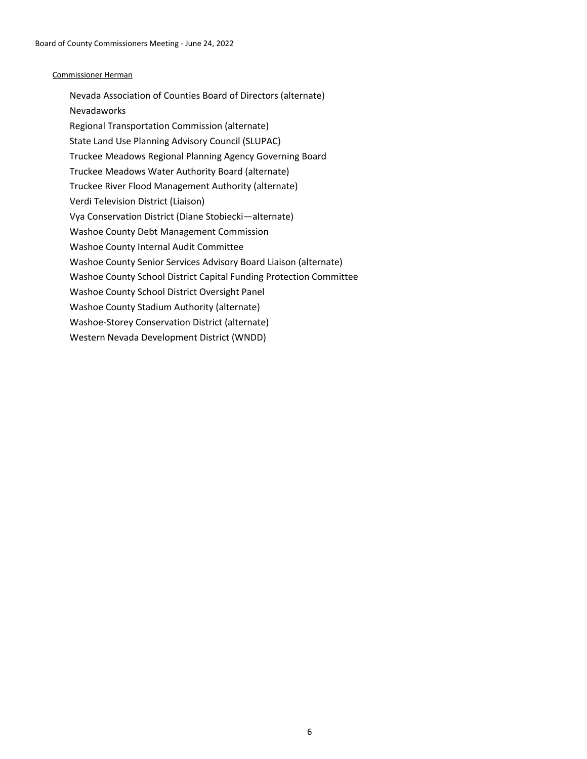Commissioner Herman

Nevada Association of Counties Board of Directors (alternate)
Nevadaworks
Regional Transportation Commission (alternate)
State Land Use Planning Advisory Council (SLUPAC)
Truckee Meadows Regional Planning Agency Governing Board
Truckee Meadows Water Authority Board (alternate)
Truckee River Flood Management Authority (alternate)
Verdi Television District (Liaison)
Vya Conservation District (Diane Stobiecki—alternate)
Washoe County Debt Management Commission
Washoe County Internal Audit Committee
Washoe County Senior Services Advisory Board Liaison (alternate)
Washoe County School District Capital Funding Protection Committee
Washoe County School District Oversight Panel
Washoe County Stadium Authority (alternate)
Washoe-Storey Conservation District (alternate)
Western Nevada Development District (WNDD)